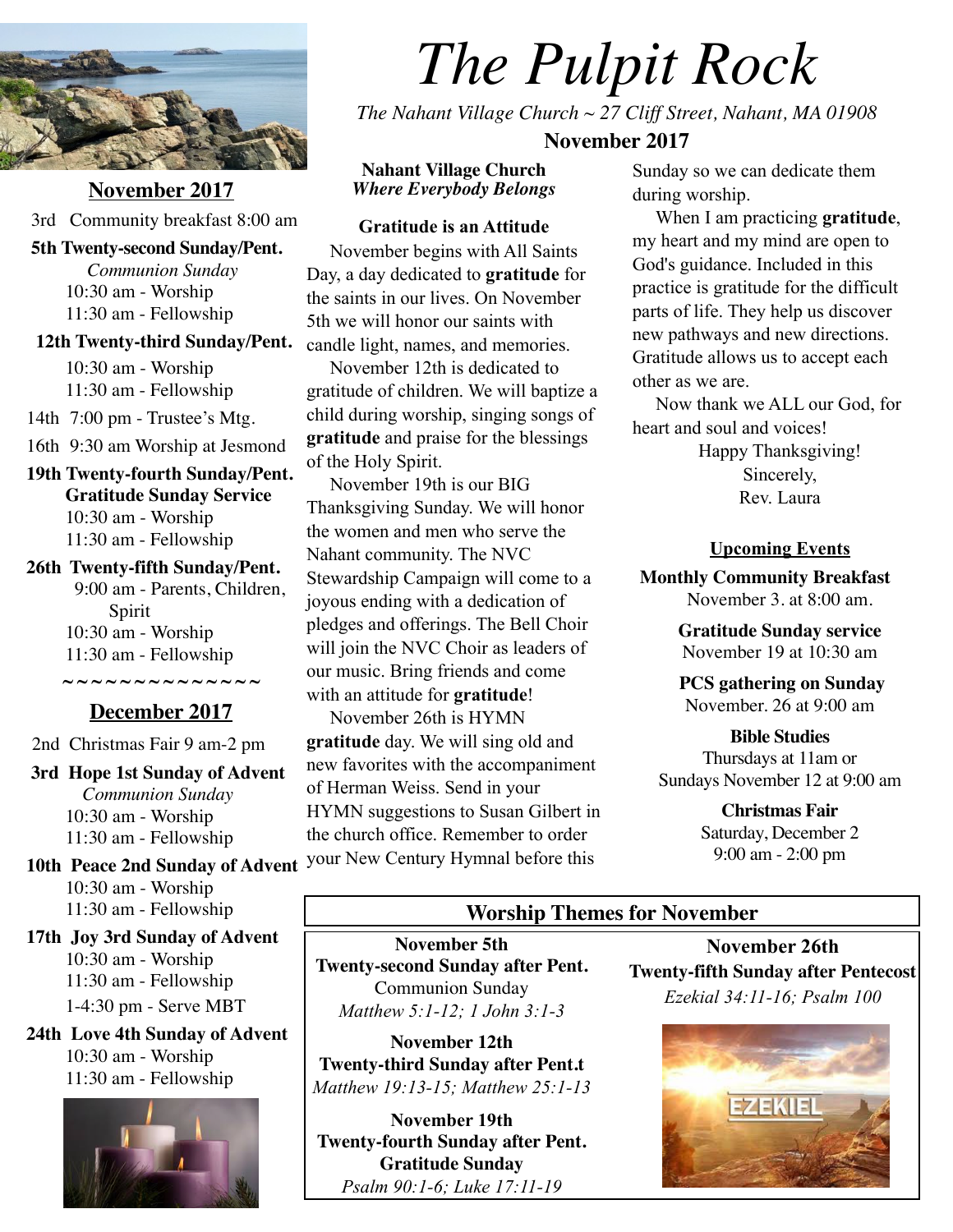# The Pulpit Rock

*The Nahant Village Church ~ 27 Cliff Street, Nahant, MA 01908*

**November 2017**

## November 2017

3rd Community breakfast 8:00 am

**5th Twenty-second Sunday/Pent.**
*Communion Sunday*
10:30 am - Worship
11:30 am - Fellowship

**12th Twenty-third Sunday/Pent.**
10:30 am - Worship
11:30 am - Fellowship

14th 7:00 pm - Trustee's Mtg.

16th 9:30 am Worship at Jesmond

**19th Twenty-fourth Sunday/Pent.**
**Gratitude Sunday Service**
10:30 am - Worship
11:30 am - Fellowship

**26th Twenty-fifth Sunday/Pent.**
9:00 am - Parents, Children, Spirit
10:30 am - Worship
11:30 am - Fellowship

~~~~~~~~~~~~~~

## December 2017

2nd Christmas Fair 9 am-2 pm

**3rd Hope 1st Sunday of Advent**
*Communion Sunday*
10:30 am - Worship
11:30 am - Fellowship

**10th Peace 2nd Sunday of Advent**
10:30 am - Worship
11:30 am - Fellowship

**17th Joy 3rd Sunday of Advent**
10:30 am - Worship
11:30 am - Fellowship
1-4:30 pm - Serve MBT

**24th Love 4th Sunday of Advent**
10:30 am - Worship
11:30 am - Fellowship

**Nahant Village Church**
***Where Everybody Belongs***

### Gratitude is an Attitude

November begins with All Saints Day, a day dedicated to **gratitude** for the saints in our lives. On November 5th we will honor our saints with candle light, names, and memories.

November 12th is dedicated to gratitude of children. We will baptize a child during worship, singing songs of **gratitude** and praise for the blessings of the Holy Spirit.

November 19th is our BIG Thanksgiving Sunday. We will honor the women and men who serve the Nahant community. The NVC Stewardship Campaign will come to a joyous ending with a dedication of pledges and offerings. The Bell Choir will join the NVC Choir as leaders of our music. Bring friends and come with an attitude for **gratitude**!

November 26th is HYMN **gratitude** day. We will sing old and new favorites with the accompaniment of Herman Weiss. Send in your HYMN suggestions to Susan Gilbert in the church office. Remember to order your New Century Hymnal before this Sunday so we can dedicate them during worship.

When I am practicing **gratitude**, my heart and my mind are open to God's guidance. Included in this practice is gratitude for the difficult parts of life. They help us discover new pathways and new directions. Gratitude allows us to accept each other as we are.

Now thank we ALL our God, for heart and soul and voices!

Happy Thanksgiving!
Sincerely,
Rev. Laura

### Upcoming Events

**Monthly Community Breakfast**
November 3. at 8:00 am.

**Gratitude Sunday service**
November 19 at 10:30 am

**PCS gathering on Sunday**
November. 26 at 9:00 am

**Bible Studies**
Thursdays at 11am or
Sundays November 12 at 9:00 am

**Christmas Fair**
Saturday, December 2
9:00 am - 2:00 pm

### Worship Themes for November

**November 5th**
**Twenty-second Sunday after Pent.**
Communion Sunday
*Matthew 5:1-12; 1 John 3:1-3*

**November 12th**
**Twenty-third Sunday after Pent.t**
*Matthew 19:13-15; Matthew 25:1-13*

**November 19th**
**Twenty-fourth Sunday after Pent.**
**Gratitude Sunday**
*Psalm 90:1-6; Luke 17:11-19*

**November 26th**
**Twenty-fifth Sunday after Pentecost**
*Ezekial 34:11-16; Psalm 100*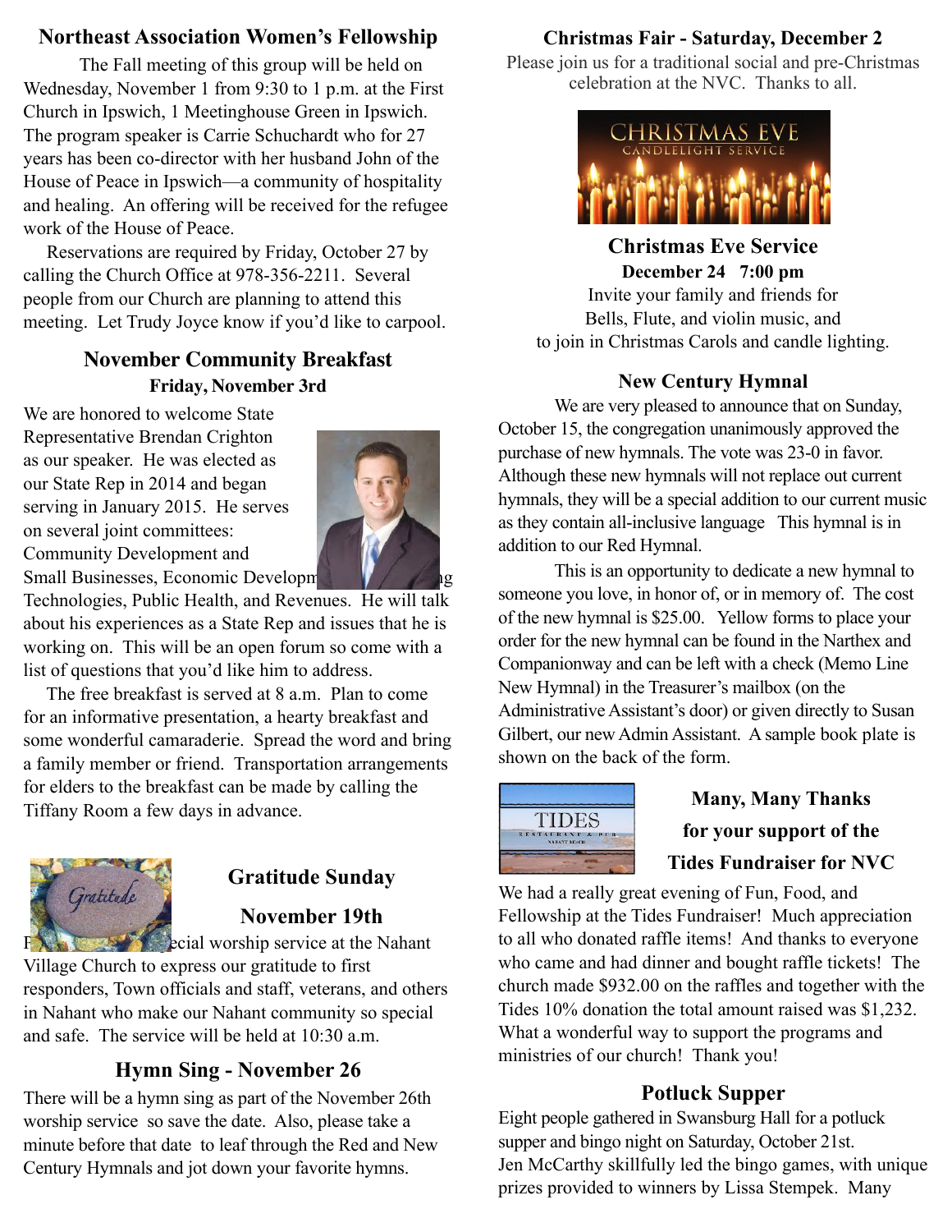## Northeast Association Women's Fellowship

The Fall meeting of this group will be held on Wednesday, November 1 from 9:30 to 1 p.m. at the First Church in Ipswich, 1 Meetinghouse Green in Ipswich. The program speaker is Carrie Schuchardt who for 27 years has been co-director with her husband John of the House of Peace in Ipswich—a community of hospitality and healing. An offering will be received for the refugee work of the House of Peace.

Reservations are required by Friday, October 27 by calling the Church Office at 978-356-2211. Several people from our Church are planning to attend this meeting. Let Trudy Joyce know if you'd like to carpool.

## November Community Breakfast

**Friday, November 3rd**

We are honored to welcome State Representative Brendan Crighton as our speaker. He was elected as our State Rep in 2014 and began serving in January 2015. He serves on several joint committees: Community Development and Small Businesses, Economic Development and Emerging Technologies, Public Health, and Revenues. He will talk about his experiences as a State Rep and issues that he is working on. This will be an open forum so come with a list of questions that you'd like him to address.

The free breakfast is served at 8 a.m. Plan to come for an informative presentation, a hearty breakfast and some wonderful camaraderie. Spread the word and bring a family member or friend. Transportation arrangements for elders to the breakfast can be made by calling the Tiffany Room a few days in advance.

## Gratitude Sunday

**November 19th**

Please join us for a special worship service at the Nahant Village Church to express our gratitude to first responders, Town officials and staff, veterans, and others in Nahant who make our Nahant community so special and safe. The service will be held at 10:30 a.m.

## Hymn Sing - November 26

There will be a hymn sing as part of the November 26th worship service so save the date. Also, please take a minute before that date to leaf through the Red and New Century Hymnals and jot down your favorite hymns.

## Christmas Fair - Saturday, December 2

Please join us for a traditional social and pre-Christmas celebration at the NVC. Thanks to all.

## Christmas Eve Service

**December 24 7:00 pm**

Invite your family and friends for Bells, Flute, and violin music, and to join in Christmas Carols and candle lighting.

## New Century Hymnal

We are very pleased to announce that on Sunday, October 15, the congregation unanimously approved the purchase of new hymnals. The vote was 23-0 in favor. Although these new hymnals will not replace out current hymnals, they will be a special addition to our current music as they contain all-inclusive language This hymnal is in addition to our Red Hymnal.

This is an opportunity to dedicate a new hymnal to someone you love, in honor of, or in memory of. The cost of the new hymnal is $25.00. Yellow forms to place your order for the new hymnal can be found in the Narthex and Companionway and can be left with a check (Memo Line New Hymnal) in the Treasurer's mailbox (on the Administrative Assistant's door) or given directly to Susan Gilbert, our new Admin Assistant. A sample book plate is shown on the back of the form.

## Many, Many Thanks for your support of the Tides Fundraiser for NVC

We had a really great evening of Fun, Food, and Fellowship at the Tides Fundraiser! Much appreciation to all who donated raffle items! And thanks to everyone who came and had dinner and bought raffle tickets! The church made $932.00 on the raffles and together with the Tides 10% donation the total amount raised was $1,232. What a wonderful way to support the programs and ministries of our church! Thank you!

## Potluck Supper

Eight people gathered in Swansburg Hall for a potluck supper and bingo night on Saturday, October 21st. Jen McCarthy skillfully led the bingo games, with unique prizes provided to winners by Lissa Stempek. Many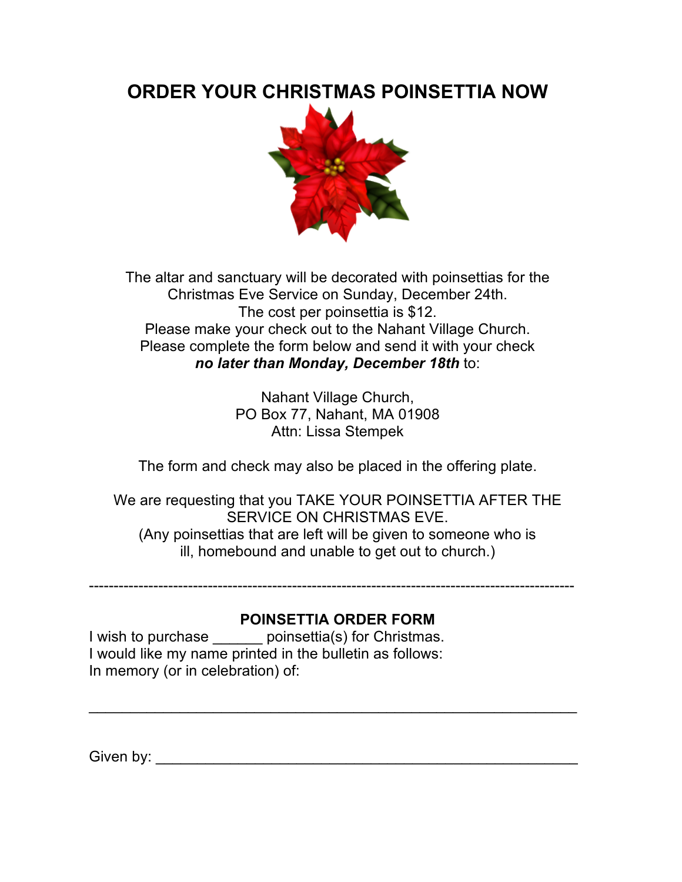# ORDER YOUR CHRISTMAS POINSETTIA NOW

The altar and sanctuary will be decorated with poinsettias for the Christmas Eve Service on Sunday, December 24th.
The cost per poinsettia is $12.
Please make your check out to the Nahant Village Church.
Please complete the form below and send it with your check ***no later than Monday, December 18th*** to:

Nahant Village Church,
PO Box 77, Nahant, MA 01908
Attn: Lissa Stempek

The form and check may also be placed in the offering plate.

We are requesting that you TAKE YOUR POINSETTIA AFTER THE SERVICE ON CHRISTMAS EVE.
(Any poinsettias that are left will be given to someone who is ill, homebound and unable to get out to church.)

-----------------------------------------------------------------------------------------------

## POINSETTIA ORDER FORM

I wish to purchase ______ poinsettia(s) for Christmas.
I would like my name printed in the bulletin as follows:
In memory (or in celebration) of:

______________________________________________________________

Given by: _____________________________________________________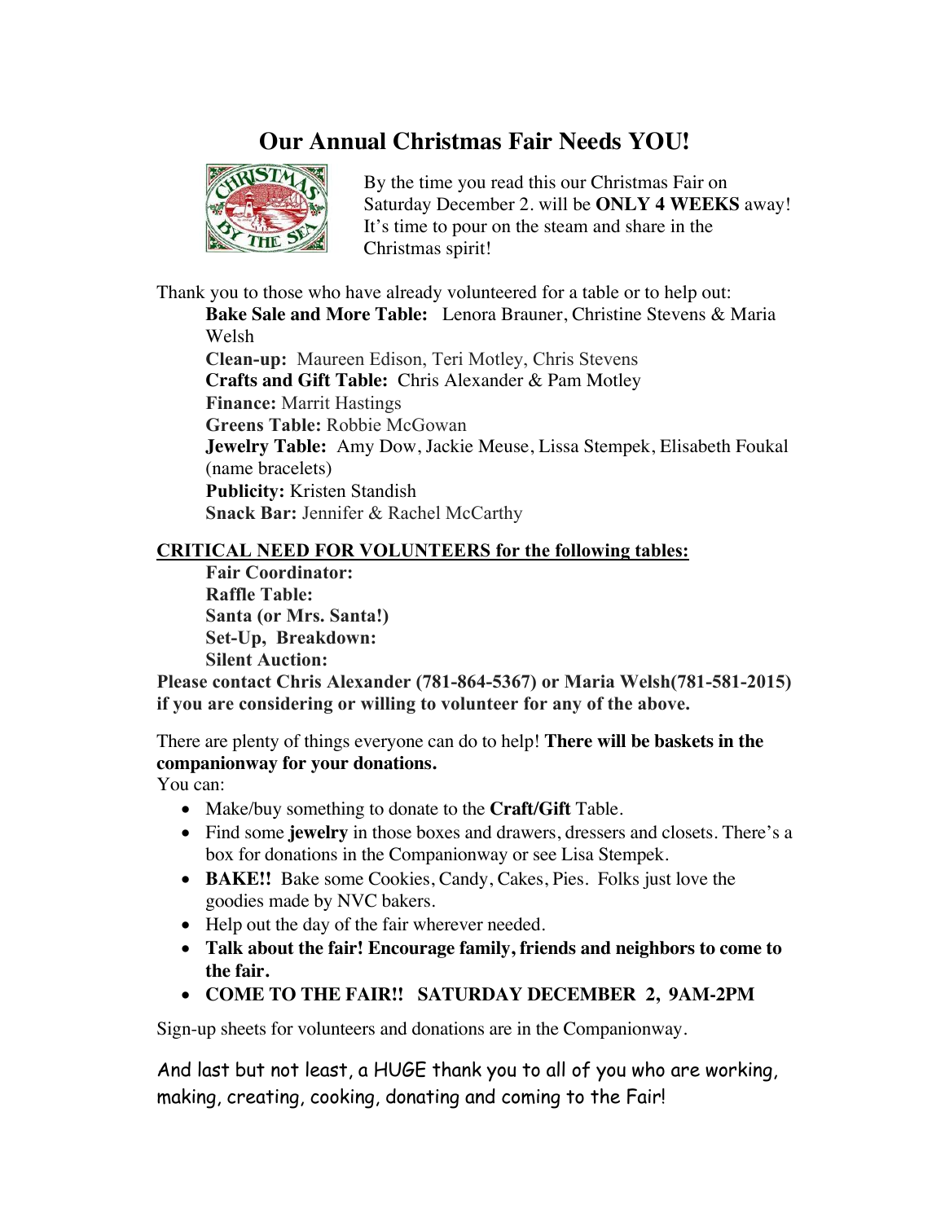# Our Annual Christmas Fair Needs YOU!

By the time you read this our Christmas Fair on Saturday December 2. will be **ONLY 4 WEEKS** away! It's time to pour on the steam and share in the Christmas spirit!

Thank you to those who have already volunteered for a table or to help out:

**Bake Sale and More Table:** Lenora Brauner, Christine Stevens & Maria Welsh
**Clean-up:** Maureen Edison, Teri Motley, Chris Stevens
**Crafts and Gift Table:** Chris Alexander & Pam Motley
**Finance:** Marrit Hastings
**Greens Table:** Robbie McGowan
**Jewelry Table:** Amy Dow, Jackie Meuse, Lissa Stempek, Elisabeth Foukal (name bracelets)
**Publicity:** Kristen Standish
**Snack Bar:** Jennifer & Rachel McCarthy

**CRITICAL NEED FOR VOLUNTEERS for the following tables:**

**Fair Coordinator:**
**Raffle Table:**
**Santa (or Mrs. Santa!)**
**Set-Up, Breakdown:**
**Silent Auction:**

**Please contact Chris Alexander (781-864-5367) or Maria Welsh(781-581-2015) if you are considering or willing to volunteer for any of the above.**

There are plenty of things everyone can do to help! **There will be baskets in the companionway for your donations.**

You can:

- Make/buy something to donate to the **Craft/Gift** Table.
- Find some **jewelry** in those boxes and drawers, dressers and closets. There's a box for donations in the Companionway or see Lisa Stempek.
- **BAKE!!** Bake some Cookies, Candy, Cakes, Pies. Folks just love the goodies made by NVC bakers.
- Help out the day of the fair wherever needed.
- **Talk about the fair! Encourage family, friends and neighbors to come to the fair.**
- **COME TO THE FAIR!! SATURDAY DECEMBER 2, 9AM-2PM**

Sign-up sheets for volunteers and donations are in the Companionway.

And last but not least, a HUGE thank you to all of you who are working, making, creating, cooking, donating and coming to the Fair!